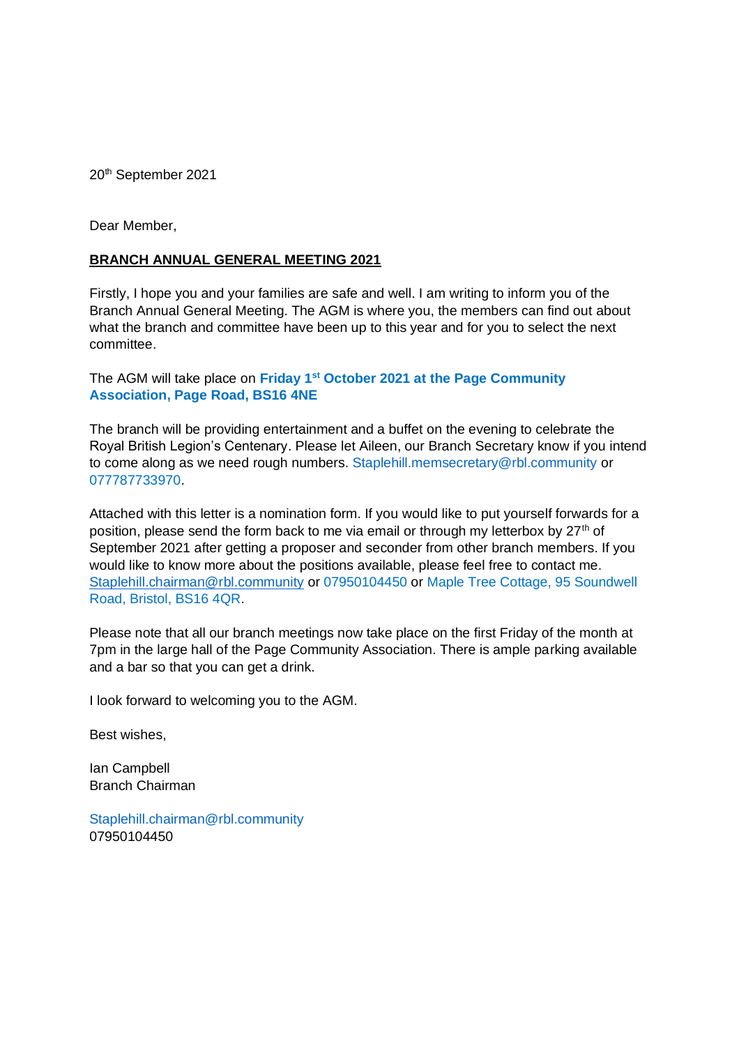20th September 2021

Dear Member,

**<u>BRANCH ANNUAL GENERAL MEETING 2021</u>**

Firstly, I hope you and your families are safe and well. I am writing to inform you of the Branch Annual General Meeting. The AGM is where you, the members can find out about what the branch and committee have been up to this year and for you to select the next committee.

The AGM will take place on **Friday 1st October 2021 at the Page Community Association, Page Road, BS16 4NE**

The branch will be providing entertainment and a buffet on the evening to celebrate the Royal British Legion's Centenary. Please let Aileen, our Branch Secretary know if you intend to come along as we need rough numbers. Staplehill.memsecretary@rbl.community or 077787733970.

Attached with this letter is a nomination form. If you would like to put yourself forwards for a position, please send the form back to me via email or through my letterbox by 27th of September 2021 after getting a proposer and seconder from other branch members. If you would like to know more about the positions available, please feel free to contact me. Staplehill.chairman@rbl.community or 07950104450 or Maple Tree Cottage, 95 Soundwell Road, Bristol, BS16 4QR.

Please note that all our branch meetings now take place on the first Friday of the month at 7pm in the large hall of the Page Community Association. There is ample parking available and a bar so that you can get a drink.

I look forward to welcoming you to the AGM.

Best wishes,

Ian Campbell
Branch Chairman

Staplehill.chairman@rbl.community
07950104450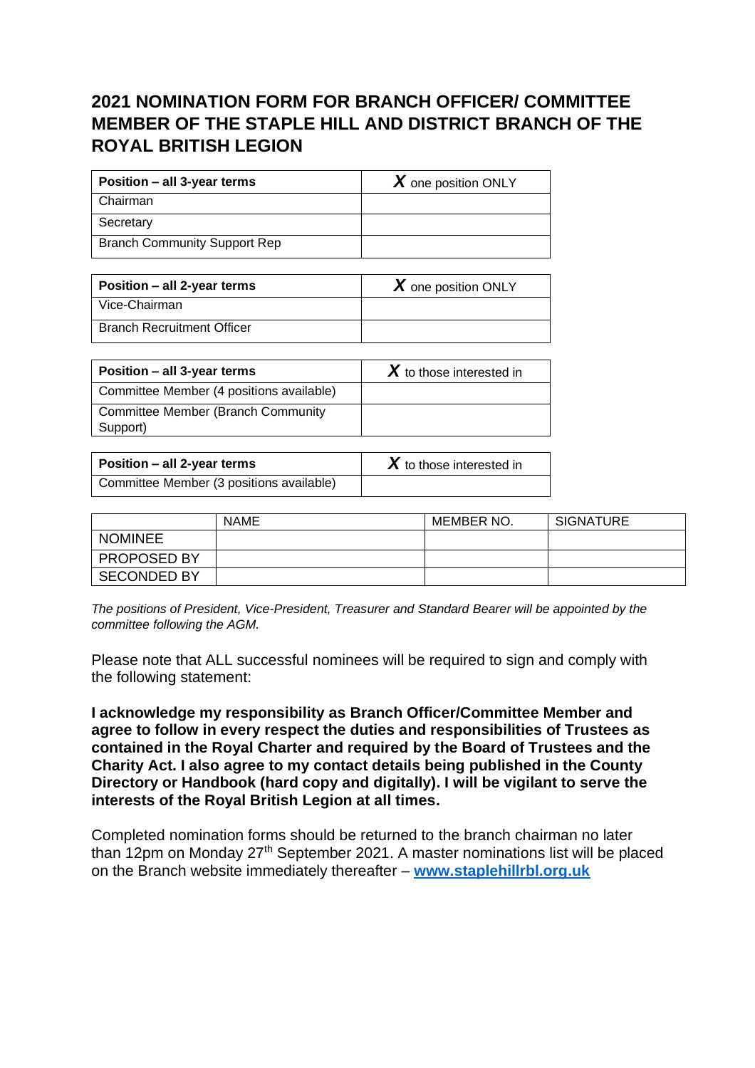# 2021 NOMINATION FORM FOR BRANCH OFFICER/ COMMITTEE MEMBER OF THE STAPLE HILL AND DISTRICT BRANCH OF THE ROYAL BRITISH LEGION

| **Position – all 3-year terms** | ***X*** one position ONLY |
|---|---|
| Chairman | |
| Secretary | |
| Branch Community Support Rep | |

| **Position – all 2-year terms** | ***X*** one position ONLY |
|---|---|
| Vice-Chairman | |
| Branch Recruitment Officer | |

| **Position – all 3-year terms** | ***X*** to those interested in |
|---|---|
| Committee Member (4 positions available) | |
| Committee Member (Branch Community Support) | |

| **Position – all 2-year terms** | ***X*** to those interested in |
|---|---|
| Committee Member (3 positions available) | |

| | NAME | MEMBER NO. | SIGNATURE |
|---|---|---|---|
| NOMINEE | | | |
| PROPOSED BY | | | |
| SECONDED BY | | | |

*The positions of President, Vice-President, Treasurer and Standard Bearer will be appointed by the committee following the AGM.*

Please note that ALL successful nominees will be required to sign and comply with the following statement:

**I acknowledge my responsibility as Branch Officer/Committee Member and agree to follow in every respect the duties and responsibilities of Trustees as contained in the Royal Charter and required by the Board of Trustees and the Charity Act. I also agree to my contact details being published in the County Directory or Handbook (hard copy and digitally). I will be vigilant to serve the interests of the Royal British Legion at all times.**

Completed nomination forms should be returned to the branch chairman no later than 12pm on Monday 27th September 2021. A master nominations list will be placed on the Branch website immediately thereafter – **www.staplehillrbl.org.uk**